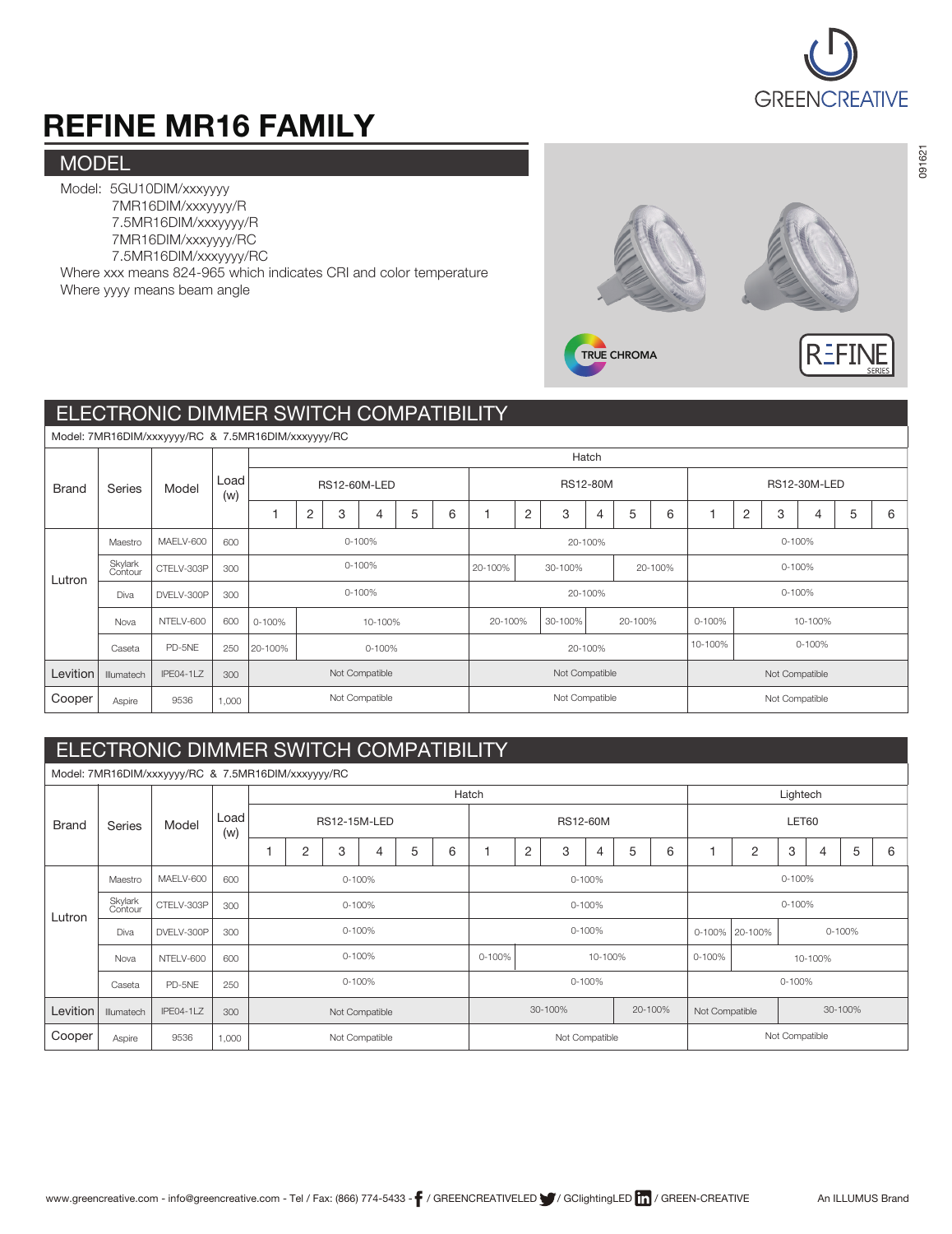# REFINE MR16 FAMILY

## MODEL

Model: 5GU10DIM/xxxyyyy
7MR16DIM/xxxyyyy/R
7.5MR16DIM/xxxyyyy/R
7MR16DIM/xxxyyyy/RC
7.5MR16DIM/xxxyyyy/RC

Where xxx means 824-965 which indicates CRI and color temperature
Where yyyy means beam angle

TRUE CHROMA

REFINE SERIES

## ELECTRONIC DIMMER SWITCH COMPATIBILITY

Model: 7MR16DIM/xxxyyyy/RC & 7.5MR16DIM/xxxyyyy/RC

| Brand | Series | Model | Load (w) | Hatch | | | | | | | | | | | | | | | | | |
|---|---|---|---|---|---|---|---|---|---|---|---|---|---|---|---|---|---|---|---|---|---|
| | | | | RS12-60M-LED | | | | | | RS12-80M | | | | | | RS12-30M-LED | | | | | |
| | | | | 1 | 2 | 3 | 4 | 5 | 6 | 1 | 2 | 3 | 4 | 5 | 6 | 1 | 2 | 3 | 4 | 5 | 6 |
| Lutron | Maestro | MAELV-600 | 600 | 0-100% | | | | | | 20-100% | | | | | | 0-100% | | | | | |
| | Skylark Contour | CTELV-303P | 300 | 0-100% | | | | | | 20-100% | 30-100% | | | 20-100% | | 0-100% | | | | | |
| | Diva | DVELV-300P | 300 | 0-100% | | | | | | 20-100% | | | | | | 0-100% | | | | | |
| | Nova | NTELV-600 | 600 | 0-100% | 10-100% | | | | | 20-100% | | 30-100% | 20-100% | | | 0-100% | 10-100% | | | | |
| | Caseta | PD-5NE | 250 | 20-100% | 0-100% | | | | | 20-100% | | | | | | 10-100% | 0-100% | | | | |
| Levition | Illumatech | IPE04-1LZ | 300 | Not Compatible | | | | | | Not Compatible | | | | | | Not Compatible | | | | | |
| Cooper | Aspire | 9536 | 1,000 | Not Compatible | | | | | | Not Compatible | | | | | | Not Compatible | | | | | |

## ELECTRONIC DIMMER SWITCH COMPATIBILITY

Model: 7MR16DIM/xxxyyyy/RC & 7.5MR16DIM/xxxyyyy/RC

| Brand | Series | Model | Load (w) | Hatch | | | | | | | | | | | | Lightech | | | | | |
|---|---|---|---|---|---|---|---|---|---|---|---|---|---|---|---|---|---|---|---|---|---|
| | | | | RS12-15M-LED | | | | | | RS12-60M | | | | | | LET60 | | | | | |
| | | | | 1 | 2 | 3 | 4 | 5 | 6 | 1 | 2 | 3 | 4 | 5 | 6 | 1 | 2 | 3 | 4 | 5 | 6 |
| Lutron | Maestro | MAELV-600 | 600 | 0-100% | | | | | | 0-100% | | | | | | 0-100% | | | | | |
| | Skylark Contour | CTELV-303P | 300 | 0-100% | | | | | | 0-100% | | | | | | 0-100% | | | | | |
| | Diva | DVELV-300P | 300 | 0-100% | | | | | | 0-100% | | | | | | 0-100% | 20-100% | 0-100% | | | |
| | Nova | NTELV-600 | 600 | 0-100% | | | | | | 0-100% | 10-100% | | | | | 0-100% | 10-100% | | | | |
| | Caseta | PD-5NE | 250 | 0-100% | | | | | | 0-100% | | | | | | 0-100% | | | | | |
| Levition | Illumatech | IPE04-1LZ | 300 | Not Compatible | | | | | | 30-100% | | | | 20-100% | | Not Compatible | | 30-100% | | | |
| Cooper | Aspire | 9536 | 1,000 | Not Compatible | | | | | | Not Compatible | | | | | | Not Compatible | | | | | |

www.greencreative.com - info@greencreative.com - Tel / Fax: (866) 774-5433 - / GREENCREATIVELED / GClightingLED / GREEN-CREATIVE

An ILLUMUS Brand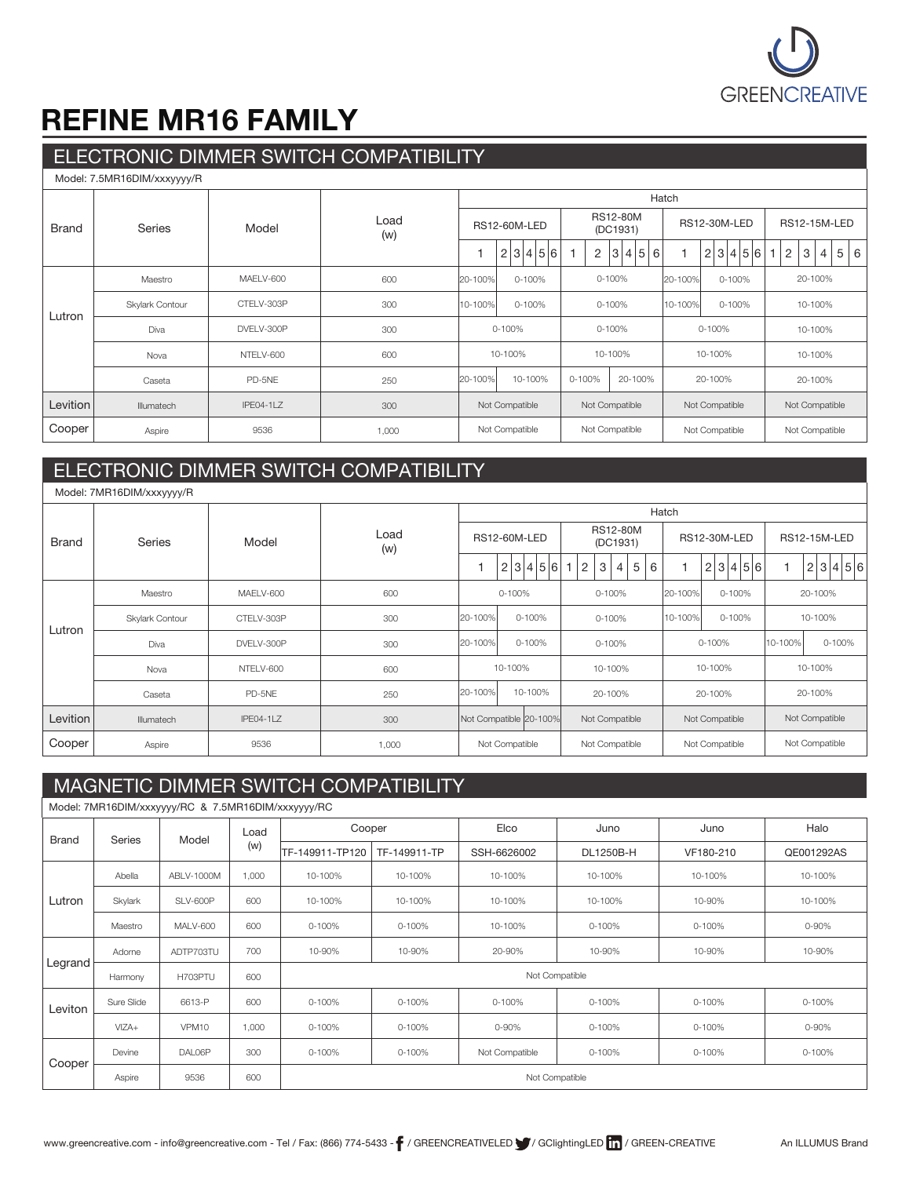# REFINE MR16 FAMILY

## ELECTRONIC DIMMER SWITCH COMPATIBILITY

Model: 7.5MR16DIM/xxxyyyy/R

| Brand | Series | Model | Load (w) | Hatch RS12-60M-LED | Hatch RS12-80M (DC1931) | Hatch RS12-30M-LED | Hatch RS12-15M-LED |
|---|---|---|---|---|---|---|---|
| Lutron | Maestro | MAELV-600 | 600 | 1: 20-100%; 2-6: 0-100% | 0-100% | 1: 20-100%; 2-6: 0-100% | 20-100% |
| | Skylark Contour | CTELV-303P | 300 | 1: 10-100%; 2-6: 0-100% | 0-100% | 1: 10-100%; 2-6: 0-100% | 10-100% |
| | Diva | DVELV-300P | 300 | 0-100% | 0-100% | 0-100% | 10-100% |
| | Nova | NTELV-600 | 600 | 10-100% | 10-100% | 10-100% | 10-100% |
| | Caseta | PD-5NE | 250 | 1: 20-100%; 2-6: 10-100% | 1-2: 0-100%; 3-6: 20-100% | 20-100% | 20-100% |
| Levition | Illumatech | IPE04-1LZ | 300 | Not Compatible | Not Compatible | Not Compatible | Not Compatible |
| Cooper | Aspire | 9536 | 1,000 | Not Compatible | Not Compatible | Not Compatible | Not Compatible |

## ELECTRONIC DIMMER SWITCH COMPATIBILITY

Model: 7MR16DIM/xxxyyyy/R

| Brand | Series | Model | Load (w) | Hatch RS12-60M-LED | Hatch RS12-80M (DC1931) | Hatch RS12-30M-LED | Hatch RS12-15M-LED |
|---|---|---|---|---|---|---|---|
| Lutron | Maestro | MAELV-600 | 600 | 0-100% | 0-100% | 1: 20-100%; 2-6: 0-100% | 20-100% |
| | Skylark Contour | CTELV-303P | 300 | 1: 20-100%; 2-6: 0-100% | 0-100% | 1: 10-100%; 2-6: 0-100% | 10-100% |
| | Diva | DVELV-300P | 300 | 1: 20-100%; 2-6: 0-100% | 0-100% | 0-100% | 1: 10-100%; 2-6: 0-100% |
| | Nova | NTELV-600 | 600 | 10-100% | 10-100% | 10-100% | 10-100% |
| | Caseta | PD-5NE | 250 | 1: 20-100%; 2-6: 10-100% | 20-100% | 20-100% | 20-100% |
| Levition | Illumatech | IPE04-1LZ | 300 | Not Compatible / 20-100% | Not Compatible | Not Compatible | Not Compatible |
| Cooper | Aspire | 9536 | 1,000 | Not Compatible | Not Compatible | Not Compatible | Not Compatible |

## MAGNETIC DIMMER SWITCH COMPATIBILITY

Model: 7MR16DIM/xxxyyyy/RC & 7.5MR16DIM/xxxyyyy/RC

| Brand | Series | Model | Load (w) | Cooper TF-149911-TP120 | Cooper TF-149911-TP | Elco SSH-6626002 | Juno DL1250B-H | Juno VF180-210 | Halo QE001292AS |
|---|---|---|---|---|---|---|---|---|---|
| Lutron | Abella | ABLV-1000M | 1,000 | 10-100% | 10-100% | 10-100% | 10-100% | 10-100% | 10-100% |
| | Skylark | SLV-600P | 600 | 10-100% | 10-100% | 10-100% | 10-100% | 10-90% | 10-100% |
| | Maestro | MALV-600 | 600 | 0-100% | 0-100% | 10-100% | 0-100% | 0-100% | 0-90% |
| Legrand | Adorne | ADTP703TU | 700 | 10-90% | 10-90% | 20-90% | 10-90% | 10-90% | 10-90% |
| | Harmony | H703PTU | 600 | Not Compatible | | | | | |
| Leviton | Sure Slide | 6613-P | 600 | 0-100% | 0-100% | 0-100% | 0-100% | 0-100% | 0-100% |
| | VIZA+ | VPM10 | 1,000 | 0-100% | 0-100% | 0-90% | 0-100% | 0-100% | 0-90% |
| Cooper | Devine | DAL06P | 300 | 0-100% | 0-100% | Not Compatible | 0-100% | 0-100% | 0-100% |
| | Aspire | 9536 | 600 | Not Compatible | | | | | |

www.greencreative.com - info@greencreative.com - Tel / Fax: (866) 774-5433 - / GREENCREATIVELED / GClightingLED / GREEN-CREATIVE    An ILLUMUS Brand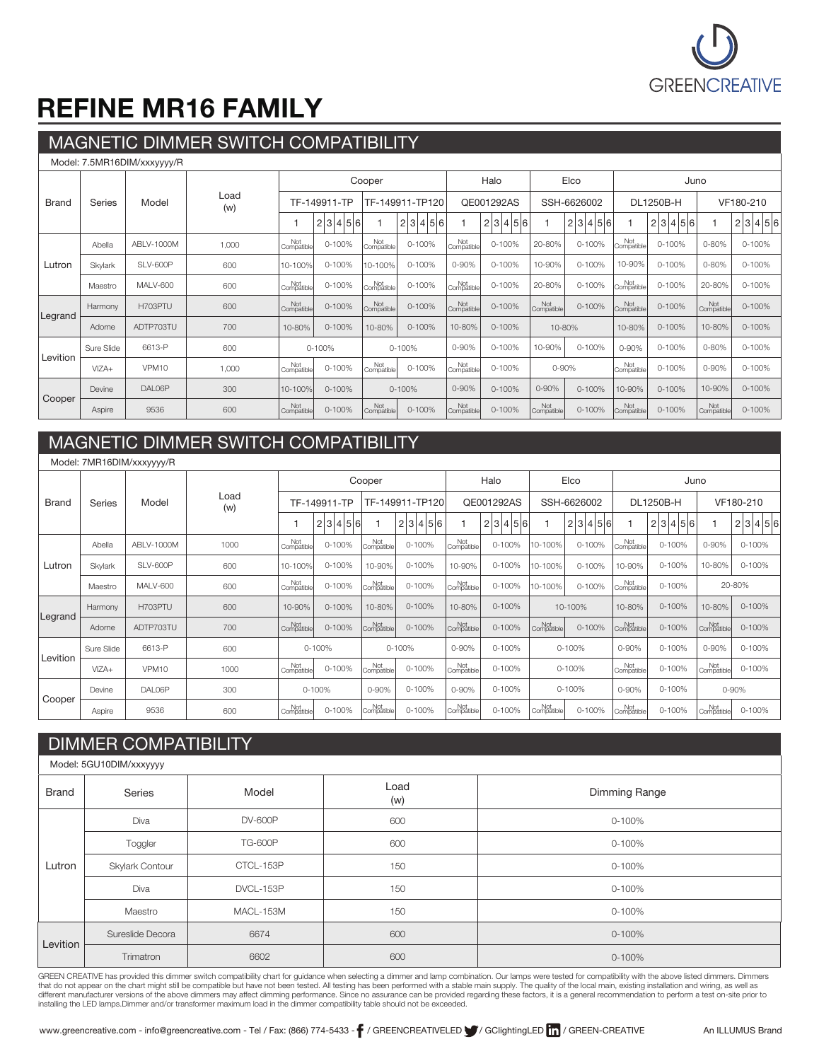# REFINE MR16 FAMILY

## MAGNETIC DIMMER SWITCH COMPATIBILITY

Model: 7.5MR16DIM/xxxyyyy/R

| Brand | Series | Model | Load (w) | Cooper | | | | Halo | | Elco | | Juno | | | |
|---|---|---|---|---|---|---|---|---|---|---|---|---|---|---|---|
| | | | | TF-149911-TP | | TF-149911-TP120 | | QE001292AS | | SSH-6626002 | | DL1250B-H | | VF180-210 | |
| | | | | 1 | 2 3 4 5 6 | 1 | 2 3 4 5 6 | 1 | 2 3 4 5 6 | 1 | 2 3 4 5 6 | 1 | 2 3 4 5 6 | 1 | 2 3 4 5 6 |
| Lutron | Abella | ABLV-1000M | 1,000 | Not Compatible | 0-100% | Not Compatible | 0-100% | Not Compatible | 0-100% | 20-80% | 0-100% | Not Compatible | 0-100% | 0-80% | 0-100% |
| | Skylark | SLV-600P | 600 | 10-100% | 0-100% | 10-100% | 0-100% | 0-90% | 0-100% | 10-90% | 0-100% | 10-90% | 0-100% | 0-80% | 0-100% |
| | Maestro | MALV-600 | 600 | Not Compatible | 0-100% | Not Compatible | 0-100% | Not Compatible | 0-100% | 20-80% | 0-100% | Not Compatible | 0-100% | 20-80% | 0-100% |
| Legrand | Harmony | H703PTU | 600 | Not Compatible | 0-100% | Not Compatible | 0-100% | Not Compatible | 0-100% | Not Compatible | 0-100% | Not Compatible | 0-100% | Not Compatible | 0-100% |
| | Adorne | ADTP703TU | 700 | 10-80% | 0-100% | 10-80% | 0-100% | 10-80% | 0-100% | 10-80% | | 10-80% | 0-100% | 10-80% | 0-100% |
| Levition | Sure Slide | 6613-P | 600 | 0-100% | | 0-100% | | 0-90% | 0-100% | 10-90% | 0-100% | 0-90% | 0-100% | 0-80% | 0-100% |
| | VIZA+ | VPM10 | 1,000 | Not Compatible | 0-100% | Not Compatible | 0-100% | Not Compatible | 0-100% | 0-90% | | Not Compatible | 0-100% | 0-90% | 0-100% |
| Cooper | Devine | DAL06P | 300 | 10-100% | 0-100% | 0-100% | | 0-90% | 0-100% | 0-90% | 0-100% | 10-90% | 0-100% | 10-90% | 0-100% |
| | Aspire | 9536 | 600 | Not Compatible | 0-100% | Not Compatible | 0-100% | Not Compatible | 0-100% | Not Compatible | 0-100% | Not Compatible | 0-100% | Not Compatible | 0-100% |

## MAGNETIC DIMMER SWITCH COMPATIBILITY

Model: 7MR16DIM/xxxyyyy/R

| Brand | Series | Model | Load (w) | Cooper | | | | Halo | | Elco | | Juno | | | |
|---|---|---|---|---|---|---|---|---|---|---|---|---|---|---|---|
| | | | | TF-149911-TP | | TF-149911-TP120 | | QE001292AS | | SSH-6626002 | | DL1250B-H | | VF180-210 | |
| | | | | 1 | 2 3 4 5 6 | 1 | 2 3 4 5 6 | 1 | 2 3 4 5 6 | 1 | 2 3 4 5 6 | 1 | 2 3 4 5 6 | 1 | 2 3 4 5 6 |
| Lutron | Abella | ABLV-1000M | 1000 | Not Compatible | 0-100% | Not Compatible | 0-100% | Not Compatible | 0-100% | 10-100% | 0-100% | Not Compatible | 0-100% | 0-90% | 0-100% |
| | Skylark | SLV-600P | 600 | 10-100% | 0-100% | 10-90% | 0-100% | 10-90% | 0-100% | 10-100% | 0-100% | 10-90% | 0-100% | 10-80% | 0-100% |
| | Maestro | MALV-600 | 600 | Not Compatible | 0-100% | Not Compatible | 0-100% | Not Compatible | 0-100% | 10-100% | 0-100% | Not Compatible | 0-100% | 20-80% | |
| Legrand | Harmony | H703PTU | 600 | 10-90% | 0-100% | 10-80% | 0-100% | 10-80% | 0-100% | 10-100% | | 10-80% | 0-100% | 10-80% | 0-100% |
| | Adorne | ADTP703TU | 700 | Not Compatible | 0-100% | Not Compatible | 0-100% | Not Compatible | 0-100% | Not Compatible | 0-100% | Not Compatible | 0-100% | Not Compatible | 0-100% |
| Levition | Sure Slide | 6613-P | 600 | 0-100% | | 0-100% | | 0-90% | 0-100% | 0-100% | | 0-90% | 0-100% | 0-90% | 0-100% |
| | VIZA+ | VPM10 | 1000 | Not Compatible | 0-100% | Not Compatible | 0-100% | Not Compatible | 0-100% | 0-100% | | Not Compatible | 0-100% | Not Compatible | 0-100% |
| Cooper | Devine | DAL06P | 300 | 0-100% | | 0-90% | 0-100% | 0-90% | 0-100% | 0-100% | | 0-90% | 0-100% | 0-90% | |
| | Aspire | 9536 | 600 | Not Compatible | 0-100% | Not Compatible | 0-100% | Not Compatible | 0-100% | Not Compatible | 0-100% | Not Compatible | 0-100% | Not Compatible | 0-100% |

## DIMMER COMPATIBILITY

Model: 5GU10DIM/xxxyyyy

| Brand | Series | Model | Load (w) | Dimming Range |
|---|---|---|---|---|
| Lutron | Diva | DV-600P | 600 | 0-100% |
| | Toggler | TG-600P | 600 | 0-100% |
| | Skylark Contour | CTCL-153P | 150 | 0-100% |
| | Diva | DVCL-153P | 150 | 0-100% |
| | Maestro | MACL-153M | 150 | 0-100% |
| Levition | Sureslide Decora | 6674 | 600 | 0-100% |
| | Trimatron | 6602 | 600 | 0-100% |

GREEN CREATIVE has provided this dimmer switch compatibility chart for guidance when selecting a dimmer and lamp combination. Our lamps were tested for compatibility with the above listed dimmers. Dimmers that do not appear on the chart might still be compatible but have not been tested. All testing has been performed with a stable main supply. The quality of the local main, existing installation and wiring, as well as different manufacturer versions of the above dimmers may affect dimming performance. Since no assurance can be provided regarding these factors, it is a general recommendation to perform a test on-site prior to installing the LED lamps.Dimmer and/or transformer maximum load in the dimmer compatibility table should not be exceeded.

www.greencreative.com - info@greencreative.com - Tel / Fax: (866) 774-5433 - / GREENCREATIVELED / GClightingLED / GREEN-CREATIVE

An ILLUMUS Brand